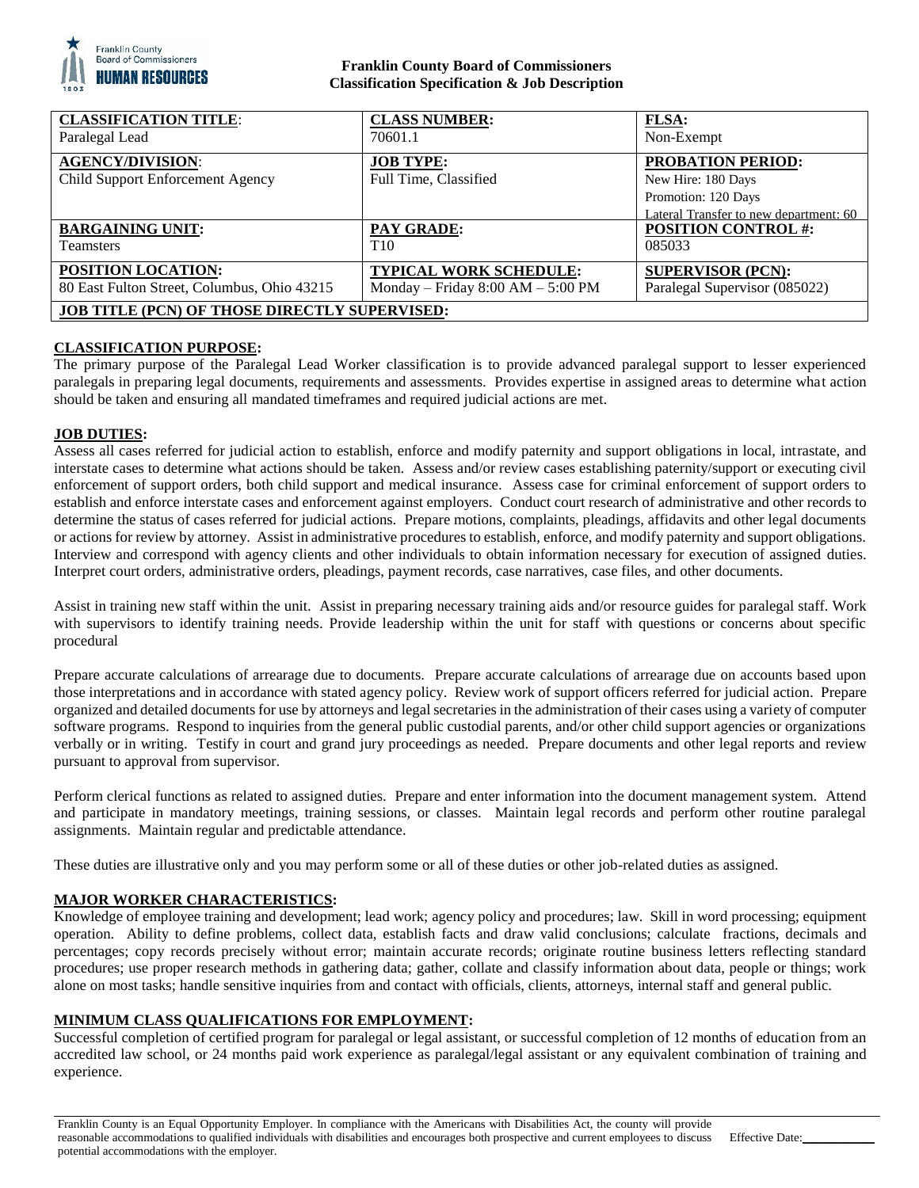**Franklin County Board of Commissioners**
**Classification Specification & Job Description**

| **CLASSIFICATION TITLE**: | **CLASS NUMBER:** | **FLSA:** |
|---|---|---|
| Paralegal Lead | 70601.1 | Non-Exempt |
| **AGENCY/DIVISION**: | **JOB TYPE:** | **PROBATION PERIOD:** |
| Child Support Enforcement Agency | Full Time, Classified | New Hire: 180 Days<br>Promotion: 120 Days<br>Lateral Transfer to new department: 60 |
| **BARGAINING UNIT:** | **PAY GRADE:** | **POSITION CONTROL #:** |
| Teamsters | T10 | 085033 |
| **POSITION LOCATION:** | **TYPICAL WORK SCHEDULE:** | **SUPERVISOR (PCN):** |
| 80 East Fulton Street, Columbus, Ohio 43215 | Monday – Friday 8:00 AM – 5:00 PM | Paralegal Supervisor (085022) |
| **JOB TITLE (PCN) OF THOSE DIRECTLY SUPERVISED:** | | |

## CLASSIFICATION PURPOSE:

The primary purpose of the Paralegal Lead Worker classification is to provide advanced paralegal support to lesser experienced paralegals in preparing legal documents, requirements and assessments. Provides expertise in assigned areas to determine what action should be taken and ensuring all mandated timeframes and required judicial actions are met.

## JOB DUTIES:

Assess all cases referred for judicial action to establish, enforce and modify paternity and support obligations in local, intrastate, and interstate cases to determine what actions should be taken. Assess and/or review cases establishing paternity/support or executing civil enforcement of support orders, both child support and medical insurance. Assess case for criminal enforcement of support orders to establish and enforce interstate cases and enforcement against employers. Conduct court research of administrative and other records to determine the status of cases referred for judicial actions. Prepare motions, complaints, pleadings, affidavits and other legal documents or actions for review by attorney. Assist in administrative procedures to establish, enforce, and modify paternity and support obligations. Interview and correspond with agency clients and other individuals to obtain information necessary for execution of assigned duties. Interpret court orders, administrative orders, pleadings, payment records, case narratives, case files, and other documents.

Assist in training new staff within the unit. Assist in preparing necessary training aids and/or resource guides for paralegal staff. Work with supervisors to identify training needs. Provide leadership within the unit for staff with questions or concerns about specific procedural

Prepare accurate calculations of arrearage due to documents. Prepare accurate calculations of arrearage due on accounts based upon those interpretations and in accordance with stated agency policy. Review work of support officers referred for judicial action. Prepare organized and detailed documents for use by attorneys and legal secretaries in the administration of their cases using a variety of computer software programs. Respond to inquiries from the general public custodial parents, and/or other child support agencies or organizations verbally or in writing. Testify in court and grand jury proceedings as needed. Prepare documents and other legal reports and review pursuant to approval from supervisor.

Perform clerical functions as related to assigned duties. Prepare and enter information into the document management system. Attend and participate in mandatory meetings, training sessions, or classes. Maintain legal records and perform other routine paralegal assignments. Maintain regular and predictable attendance.

These duties are illustrative only and you may perform some or all of these duties or other job-related duties as assigned.

## MAJOR WORKER CHARACTERISTICS:

Knowledge of employee training and development; lead work; agency policy and procedures; law. Skill in word processing; equipment operation. Ability to define problems, collect data, establish facts and draw valid conclusions; calculate fractions, decimals and percentages; copy records precisely without error; maintain accurate records; originate routine business letters reflecting standard procedures; use proper research methods in gathering data; gather, collate and classify information about data, people or things; work alone on most tasks; handle sensitive inquiries from and contact with officials, clients, attorneys, internal staff and general public.

## MINIMUM CLASS QUALIFICATIONS FOR EMPLOYMENT:

Successful completion of certified program for paralegal or legal assistant, or successful completion of 12 months of education from an accredited law school, or 24 months paid work experience as paralegal/legal assistant or any equivalent combination of training and experience.

Franklin County is an Equal Opportunity Employer. In compliance with the Americans with Disabilities Act, the county will provide reasonable accommodations to qualified individuals with disabilities and encourages both prospective and current employees to discuss potential accommodations with the employer.

Effective Date:___________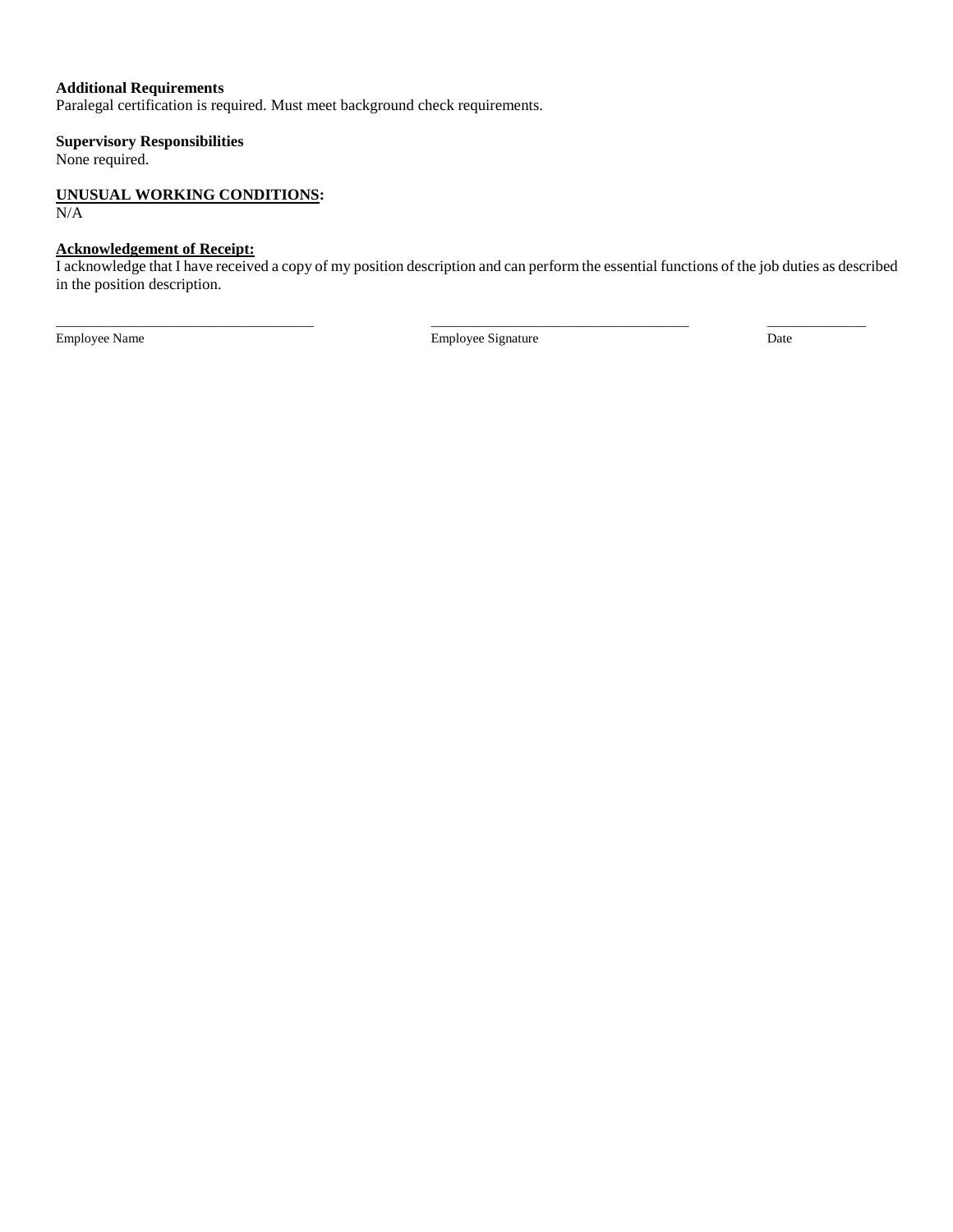**Additional Requirements**
Paralegal certification is required. Must meet background check requirements.

**Supervisory Responsibilities**
None required.

**UNUSUAL WORKING CONDITIONS:**
N/A

**Acknowledgement of Receipt:**
I acknowledge that I have received a copy of my position description and can perform the essential functions of the job duties as described in the position description.

| | | |
|---|---|---|
| ______________________________ | ______________________________ | ______________ |
| Employee Name | Employee Signature | Date |